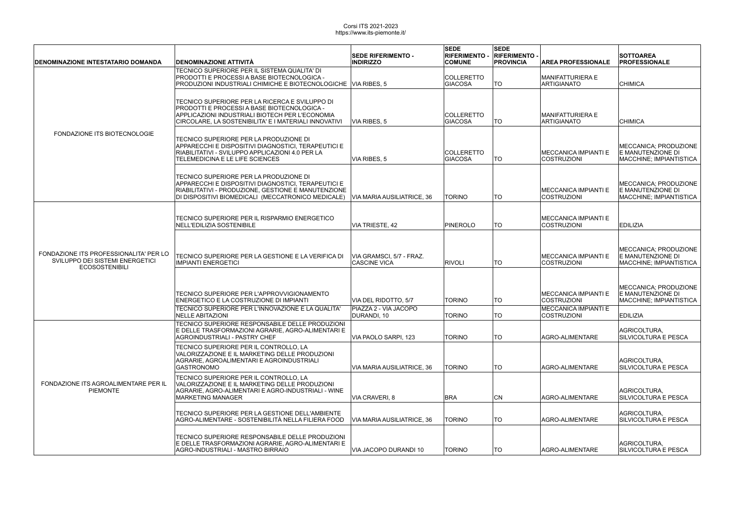Corsi ITS 2021-2023
https://www.its-piemonte.it/

| DENOMINAZIONE INTESTATARIO DOMANDA | DENOMINAZIONE ATTIVITÀ | SEDE RIFERIMENTO - INDIRIZZO | SEDE RIFERIMENTO - COMUNE | SEDE RIFERIMENTO - PROVINCIA | AREA PROFESSIONALE | SOTTOAREA PROFESSIONALE |
| --- | --- | --- | --- | --- | --- | --- |
| FONDAZIONE ITS BIOTECNOLOGIE | TECNICO SUPERIORE PER IL SISTEMA QUALITA' DI PRODOTTI E PROCESSI A BASE BIOTECNOLOGICA - PRODUZIONI INDUSTRIALI CHIMICHE E BIOTECNOLOGICHE | VIA RIBES, 5 | COLLERETTO GIACOSA | TO | MANIFATTURIERA E ARTIGIANATO | CHIMICA |
| | TECNICO SUPERIORE PER LA RICERCA E SVILUPPO DI PRODOTTI E PROCESSI A BASE BIOTECNOLOGICA - APPLICAZIONI INDUSTRIALI BIOTECH PER L'ECONOMIA CIRCOLARE, LA SOSTENIBILITA' E I MATERIALI INNOVATIVI | VIA RIBES, 5 | COLLERETTO GIACOSA | TO | MANIFATTURIERA E ARTIGIANATO | CHIMICA |
| | TECNICO SUPERIORE PER LA PRODUZIONE DI APPARECCHI E DISPOSITIVI DIAGNOSTICI, TERAPEUTICI E RIABILITATIVI - SVILUPPO APPLICAZIONI 4.0 PER LA TELEMEDICINA E LE LIFE SCIENCES | VIA RIBES, 5 | COLLERETTO GIACOSA | TO | MECCANICA IMPIANTI E COSTRUZIONI | MECCANICA; PRODUZIONE E MANUTENZIONE DI MACCHINE; IMPIANTISTICA |
| | TECNICO SUPERIORE PER LA PRODUZIONE DI APPARECCHI E DISPOSITIVI DIAGNOSTICI, TERAPEUTICI E RIABILITATIVI - PRODUZIONE, GESTIONE E MANUTENZIONE DI DISPOSITIVI BIOMEDICALI (MECCATRONICO MEDICALE) | VIA MARIA AUSILIATRICE, 36 | TORINO | TO | MECCANICA IMPIANTI E COSTRUZIONI | MECCANICA; PRODUZIONE E MANUTENZIONE DI MACCHINE; IMPIANTISTICA |
| FONDAZIONE ITS PROFESSIONALITA' PER LO SVILUPPO DEI SISTEMI ENERGETICI ECOSOSTENIBILI | TECNICO SUPERIORE PER IL RISPARMIO ENERGETICO NELL'EDILIZIA SOSTENIBILE | VIA TRIESTE, 42 | PINEROLO | TO | MECCANICA IMPIANTI E COSTRUZIONI | EDILIZIA |
| | TECNICO SUPERIORE PER LA GESTIONE E LA VERIFICA DI IMPIANTI ENERGETICI | VIA GRAMSCI, 5/7 - FRAZ. CASCINE VICA | RIVOLI | TO | MECCANICA IMPIANTI E COSTRUZIONI | MECCANICA; PRODUZIONE E MANUTENZIONE DI MACCHINE; IMPIANTISTICA |
| | TECNICO SUPERIORE PER L'APPROVVIGIONAMENTO ENERGETICO E LA COSTRUZIONE DI IMPIANTI | VIA DEL RIDOTTO, 5/7 | TORINO | TO | MECCANICA IMPIANTI E COSTRUZIONI | MECCANICA; PRODUZIONE E MANUTENZIONE DI MACCHINE; IMPIANTISTICA |
| | TECNICO SUPERIORE PER L'INNOVAZIONE E LA QUALITA' NELLE ABITAZIONI | PIAZZA 2 - VIA JACOPO DURANDI, 10 | TORINO | TO | MECCANICA IMPIANTI E COSTRUZIONI | EDILIZIA |
| FONDAZIONE ITS AGROALIMENTARE PER IL PIEMONTE | TECNICO SUPERIORE RESPONSABILE DELLE PRODUZIONI E DELLE TRASFORMAZIONI AGRARIE, AGRO-ALIMENTARI E AGROINDUSTRIALI - PASTRY CHEF | VIA PAOLO SARPI, 123 | TORINO | TO | AGRO-ALIMENTARE | AGRICOLTURA, SILVICOLTURA E PESCA |
| | TECNICO SUPERIORE PER IL CONTROLLO, LA VALORIZZAZIONE E IL MARKETING DELLE PRODUZIONI AGRARIE, AGROALIMENTARI E AGROINDUSTRIALI GASTRONOMO | VIA MARIA AUSILIATRICE, 36 | TORINO | TO | AGRO-ALIMENTARE | AGRICOLTURA, SILVICOLTURA E PESCA |
| | TECNICO SUPERIORE PER IL CONTROLLO, LA VALORIZZAZIONE E IL MARKETING DELLE PRODUZIONI AGRARIE, AGRO-ALIMENTARI E AGRO-INDUSTRIALI - WINE MARKETING MANAGER | VIA CRAVERI, 8 | BRA | CN | AGRO-ALIMENTARE | AGRICOLTURA, SILVICOLTURA E PESCA |
| | TECNICO SUPERIORE PER LA GESTIONE DELL'AMBIENTE AGRO-ALIMENTARE - SOSTENIBILITÀ NELLA FILIERA FOOD | VIA MARIA AUSILIATRICE, 36 | TORINO | TO | AGRO-ALIMENTARE | AGRICOLTURA, SILVICOLTURA E PESCA |
| | TECNICO SUPERIORE RESPONSABILE DELLE PRODUZIONI E DELLE TRASFORMAZIONI AGRARIE, AGRO-ALIMENTARI E AGRO-INDUSTRIALI - MASTRO BIRRAIO | VIA JACOPO DURANDI 10 | TORINO | TO | AGRO-ALIMENTARE | AGRICOLTURA, SILVICOLTURA E PESCA |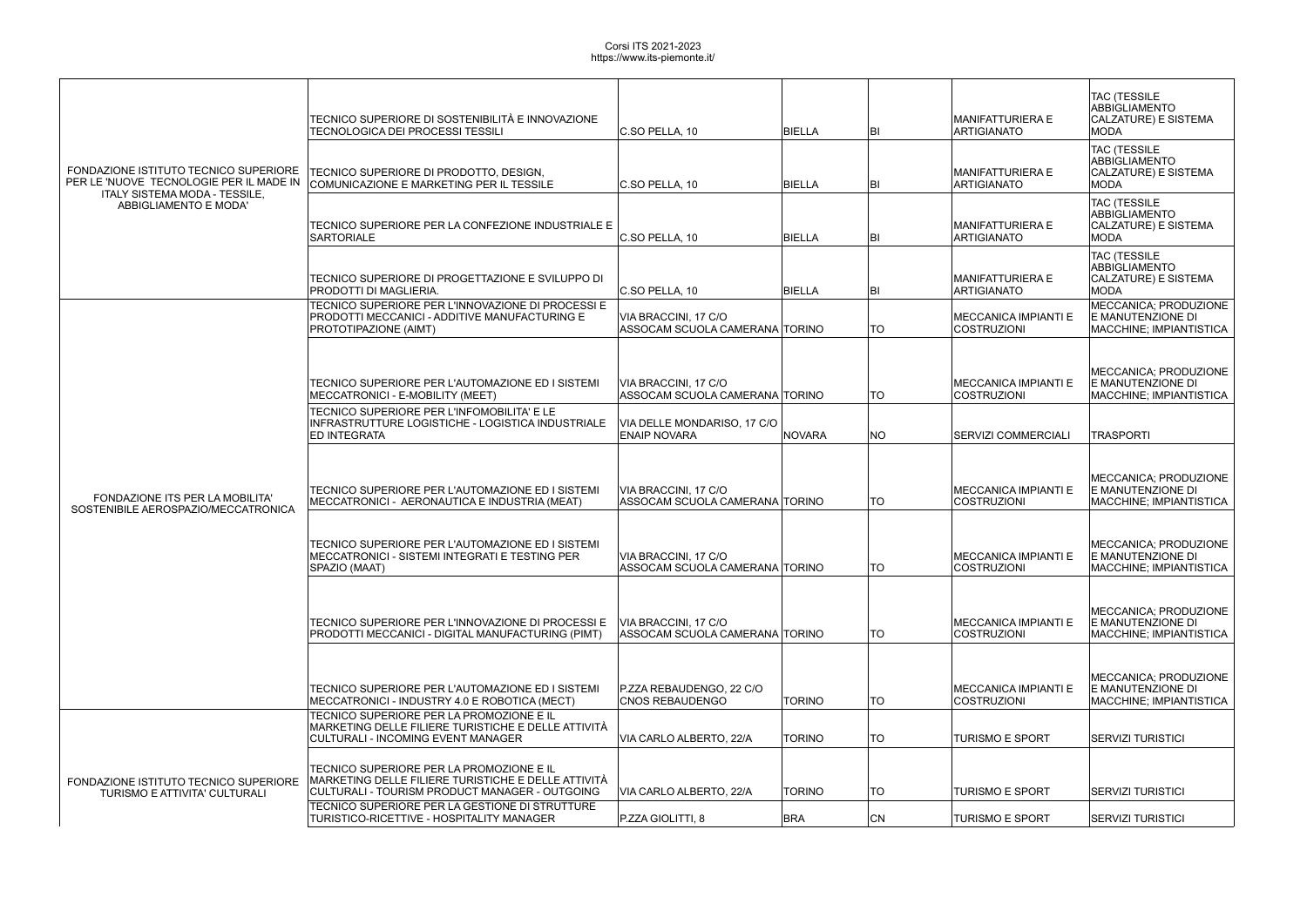| | | | | | | |
|---|---|---|---|---|---|---|
| FONDAZIONE ISTITUTO TECNICO SUPERIORE PER LE 'NUOVE TECNOLOGIE PER IL MADE IN ITALY SISTEMA MODA - TESSILE, ABBIGLIAMENTO E MODA' | TECNICO SUPERIORE DI SOSTENIBILITÀ E INNOVAZIONE TECNOLOGICA DEI PROCESSI TESSILI | C.SO PELLA, 10 | BIELLA | BI | MANIFATTURIERA E ARTIGIANATO | TAC (TESSILE ABBIGLIAMENTO CALZATURE) E SISTEMA MODA |
| | TECNICO SUPERIORE DI PRODOTTO, DESIGN, COMUNICAZIONE E MARKETING PER IL TESSILE | C.SO PELLA, 10 | BIELLA | BI | MANIFATTURIERA E ARTIGIANATO | TAC (TESSILE ABBIGLIAMENTO CALZATURE) E SISTEMA MODA |
| | TECNICO SUPERIORE PER LA CONFEZIONE INDUSTRIALE E SARTORIALE | C.SO PELLA, 10 | BIELLA | BI | MANIFATTURIERA E ARTIGIANATO | TAC (TESSILE ABBIGLIAMENTO CALZATURE) E SISTEMA MODA |
| | TECNICO SUPERIORE DI PROGETTAZIONE E SVILUPPO DI PRODOTTI DI MAGLIERIA. | C.SO PELLA, 10 | BIELLA | BI | MANIFATTURIERA E ARTIGIANATO | TAC (TESSILE ABBIGLIAMENTO CALZATURE) E SISTEMA MODA |
| FONDAZIONE ITS PER LA MOBILITA' SOSTENIBILE AEROSPAZIO/MECCATRONICA | TECNICO SUPERIORE PER L'INNOVAZIONE DI PROCESSI E PRODOTTI MECCANICI - ADDITIVE MANUFACTURING E PROTOTIPAZIONE (AIMT) | VIA BRACCINI, 17 C/O ASSOCAM SCUOLA CAMERANA | TORINO | TO | MECCANICA IMPIANTI E COSTRUZIONI | MECCANICA; PRODUZIONE E MANUTENZIONE DI MACCHINE; IMPIANTISTICA |
| | TECNICO SUPERIORE PER L'AUTOMAZIONE ED I SISTEMI MECCATRONICI - E-MOBILITY (MEET) | VIA BRACCINI, 17 C/O ASSOCAM SCUOLA CAMERANA | TORINO | TO | MECCANICA IMPIANTI E COSTRUZIONI | MECCANICA; PRODUZIONE E MANUTENZIONE DI MACCHINE; IMPIANTISTICA |
| | TECNICO SUPERIORE PER L'INFOMOBILITA' E LE INFRASTRUTTURE LOGISTICHE - LOGISTICA INDUSTRIALE ED INTEGRATA | VIA DELLE MONDARISO, 17 C/O ENAIP NOVARA | NOVARA | NO | SERVIZI COMMERCIALI | TRASPORTI |
| | TECNICO SUPERIORE PER L'AUTOMAZIONE ED I SISTEMI MECCATRONICI - AERONAUTICA E INDUSTRIA (MEAT) | VIA BRACCINI, 17 C/O ASSOCAM SCUOLA CAMERANA | TORINO | TO | MECCANICA IMPIANTI E COSTRUZIONI | MECCANICA; PRODUZIONE E MANUTENZIONE DI MACCHINE; IMPIANTISTICA |
| | TECNICO SUPERIORE PER L'AUTOMAZIONE ED I SISTEMI MECCATRONICI - SISTEMI INTEGRATI E TESTING PER SPAZIO (MAAT) | VIA BRACCINI, 17 C/O ASSOCAM SCUOLA CAMERANA | TORINO | TO | MECCANICA IMPIANTI E COSTRUZIONI | MECCANICA; PRODUZIONE E MANUTENZIONE DI MACCHINE; IMPIANTISTICA |
| | TECNICO SUPERIORE PER L'INNOVAZIONE DI PROCESSI E PRODOTTI MECCANICI - DIGITAL MANUFACTURING (PIMT) | VIA BRACCINI, 17 C/O ASSOCAM SCUOLA CAMERANA | TORINO | TO | MECCANICA IMPIANTI E COSTRUZIONI | MECCANICA; PRODUZIONE E MANUTENZIONE DI MACCHINE; IMPIANTISTICA |
| | TECNICO SUPERIORE PER L'AUTOMAZIONE ED I SISTEMI MECCATRONICI - INDUSTRY 4.0 E ROBOTICA (MECT) | P.ZZA REBAUDENGO, 22 C/O CNOS REBAUDENGO | TORINO | TO | MECCANICA IMPIANTI E COSTRUZIONI | MECCANICA; PRODUZIONE E MANUTENZIONE DI MACCHINE; IMPIANTISTICA |
| FONDAZIONE ISTITUTO TECNICO SUPERIORE TURISMO E ATTIVITA' CULTURALI | TECNICO SUPERIORE PER LA PROMOZIONE E IL MARKETING DELLE FILIERE TURISTICHE E DELLE ATTIVITÀ CULTURALI - INCOMING EVENT MANAGER | VIA CARLO ALBERTO, 22/A | TORINO | TO | TURISMO E SPORT | SERVIZI TURISTICI |
| | TECNICO SUPERIORE PER LA PROMOZIONE E IL MARKETING DELLE FILIERE TURISTICHE E DELLE ATTIVITÀ CULTURALI - TOURISM PRODUCT MANAGER - OUTGOING | VIA CARLO ALBERTO, 22/A | TORINO | TO | TURISMO E SPORT | SERVIZI TURISTICI |
| | TECNICO SUPERIORE PER LA GESTIONE DI STRUTTURE TURISTICO-RICETTIVE - HOSPITALITY MANAGER | P.ZZA GIOLITTI, 8 | BRA | CN | TURISMO E SPORT | SERVIZI TURISTICI |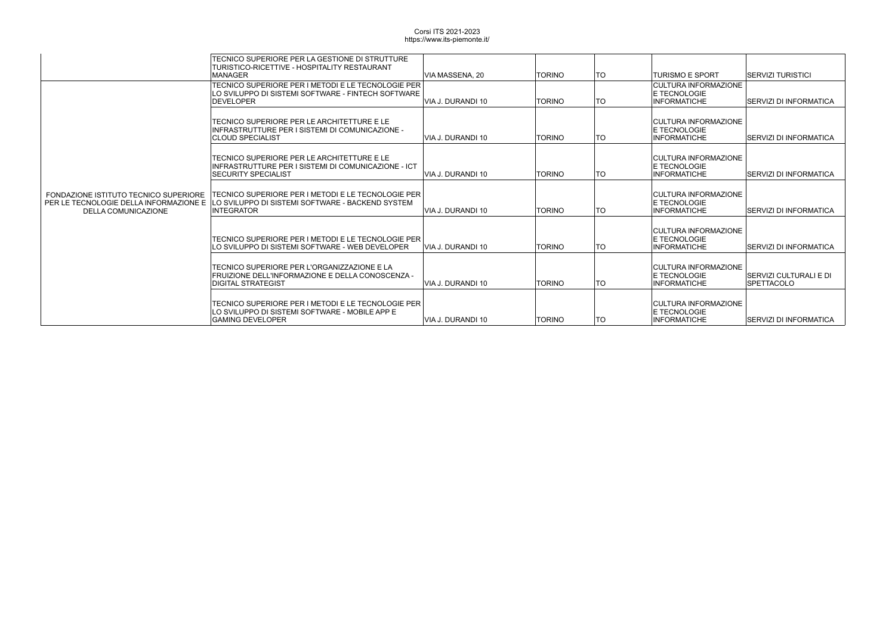| | | | | | | |
|---|---|---|---|---|---|---|
| | TECNICO SUPERIORE PER LA GESTIONE DI STRUTTURE TURISTICO-RICETTIVE - HOSPITALITY RESTAURANT MANAGER | VIA MASSENA, 20 | TORINO | TO | TURISMO E SPORT | SERVIZI TURISTICI |
| FONDAZIONE ISTITUTO TECNICO SUPERIORE PER LE TECNOLOGIE DELLA INFORMAZIONE E DELLA COMUNICAZIONE | TECNICO SUPERIORE PER I METODI E LE TECNOLOGIE PER LO SVILUPPO DI SISTEMI SOFTWARE - FINTECH SOFTWARE DEVELOPER | VIA J. DURANDI 10 | TORINO | TO | CULTURA INFORMAZIONE E TECNOLOGIE INFORMATICHE | SERVIZI DI INFORMATICA |
| | TECNICO SUPERIORE PER LE ARCHITETTURE E LE INFRASTRUTTURE PER I SISTEMI DI COMUNICAZIONE - CLOUD SPECIALIST | VIA J. DURANDI 10 | TORINO | TO | CULTURA INFORMAZIONE E TECNOLOGIE INFORMATICHE | SERVIZI DI INFORMATICA |
| | TECNICO SUPERIORE PER LE ARCHITETTURE E LE INFRASTRUTTURE PER I SISTEMI DI COMUNICAZIONE - ICT SECURITY SPECIALIST | VIA J. DURANDI 10 | TORINO | TO | CULTURA INFORMAZIONE E TECNOLOGIE INFORMATICHE | SERVIZI DI INFORMATICA |
| | TECNICO SUPERIORE PER I METODI E LE TECNOLOGIE PER LO SVILUPPO DI SISTEMI SOFTWARE - BACKEND SYSTEM INTEGRATOR | VIA J. DURANDI 10 | TORINO | TO | CULTURA INFORMAZIONE E TECNOLOGIE INFORMATICHE | SERVIZI DI INFORMATICA |
| | TECNICO SUPERIORE PER I METODI E LE TECNOLOGIE PER LO SVILUPPO DI SISTEMI SOFTWARE - WEB DEVELOPER | VIA J. DURANDI 10 | TORINO | TO | CULTURA INFORMAZIONE E TECNOLOGIE INFORMATICHE | SERVIZI DI INFORMATICA |
| | TECNICO SUPERIORE PER L'ORGANIZZAZIONE E LA FRUIZIONE DELL'INFORMAZIONE E DELLA CONOSCENZA - DIGITAL STRATEGIST | VIA J. DURANDI 10 | TORINO | TO | CULTURA INFORMAZIONE E TECNOLOGIE INFORMATICHE | SERVIZI CULTURALI E DI SPETTACOLO |
| | TECNICO SUPERIORE PER I METODI E LE TECNOLOGIE PER LO SVILUPPO DI SISTEMI SOFTWARE - MOBILE APP E GAMING DEVELOPER | VIA J. DURANDI 10 | TORINO | TO | CULTURA INFORMAZIONE E TECNOLOGIE INFORMATICHE | SERVIZI DI INFORMATICA |